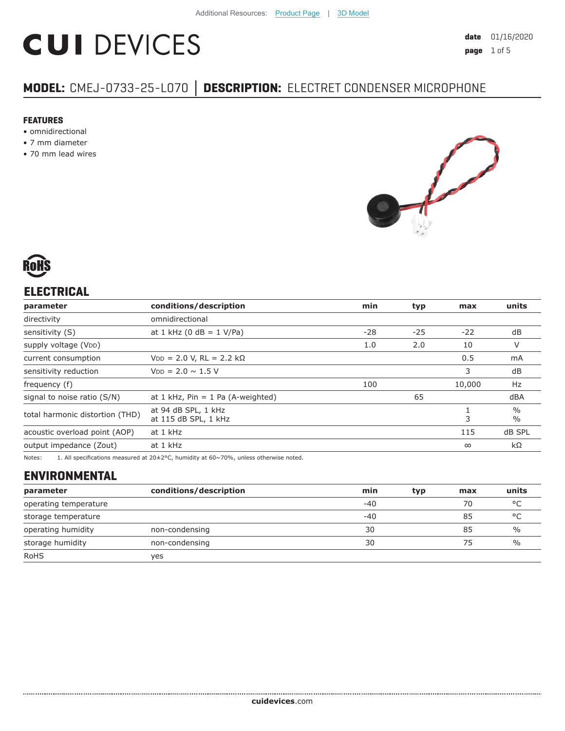Additional Resources: Product Page | 3D Model

# CUI DEVICES

**date** 01/16/2020

## MODEL: CMEJ-0733-25-L070 | DESCRIPTION: ELECTRET CONDENSER MICROPHONE

### FEATURES

- omnidirectional
- 7 mm diameter
- 70 mm lead wires

RoHS

## ELECTRICAL

| parameter | conditions/description | min | typ | max | units |
|---|---|---|---|---|---|
| directivity | omnidirectional | | | | |
| sensitivity (S) | at 1 kHz (0 dB = 1 V/Pa) | -28 | -25 | -22 | dB |
| supply voltage ($V_{DD}$) | | 1.0 | 2.0 | 10 | V |
| current consumption | $V_{DD}$ = 2.0 V, RL = 2.2 kΩ | | | 0.5 | mA |
| sensitivity reduction | $V_{DD}$ = 2.0 ~ 1.5 V | | | 3 | dB |
| frequency (f) | | 100 | | 10,000 | Hz |
| signal to noise ratio (S/N) | at 1 kHz, Pin = 1 Pa (A-weighted) | | 65 | | dBA |
| total harmonic distortion (THD) | at 94 dB SPL, 1 kHz<br>at 115 dB SPL, 1 kHz | | | 1<br>3 | %<br>% |
| acoustic overload point (AOP) | at 1 kHz | | | 115 | dB SPL |
| output impedance (Zout) | at 1 kHz | | | ∞ | kΩ |

Notes: 1. All specifications measured at 20±2°C, humidity at 60~70%, unless otherwise noted.

## ENVIRONMENTAL

| parameter | conditions/description | min | typ | max | units |
|---|---|---|---|---|---|
| operating temperature | | -40 | | 70 | °C |
| storage temperature | | -40 | | 85 | °C |
| operating humidity | non-condensing | 30 | | 85 | % |
| storage humidity | non-condensing | 30 | | 75 | % |
| RoHS | yes | | | | |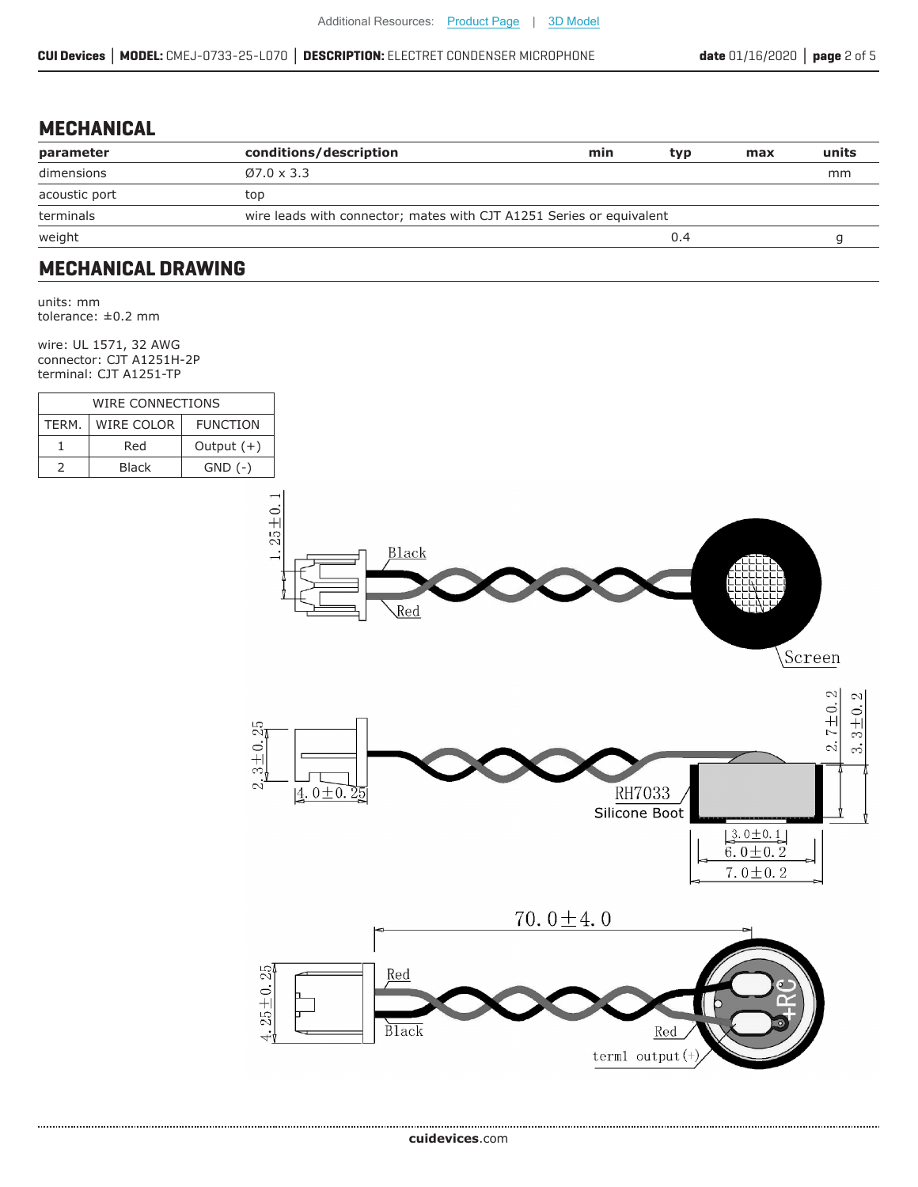## MECHANICAL

| parameter | conditions/description | min | typ | max | units |
|---|---|---|---|---|---|
| dimensions | Ø7.0 x 3.3 | | | | mm |
| acoustic port | top | | | | |
| terminals | wire leads with connector; mates with CJT A1251 Series or equivalent | | | | |
| weight | | | 0.4 | | g |

## MECHANICAL DRAWING

units: mm
tolerance: ±0.2 mm

wire: UL 1571, 32 AWG
connector: CJT A1251H-2P
terminal: CJT A1251-TP

| WIRE CONNECTIONS | | |
|---|---|---|
| TERM. | WIRE COLOR | FUNCTION |
| 1 | Red | Output (+) |
| 2 | Black | GND (-) |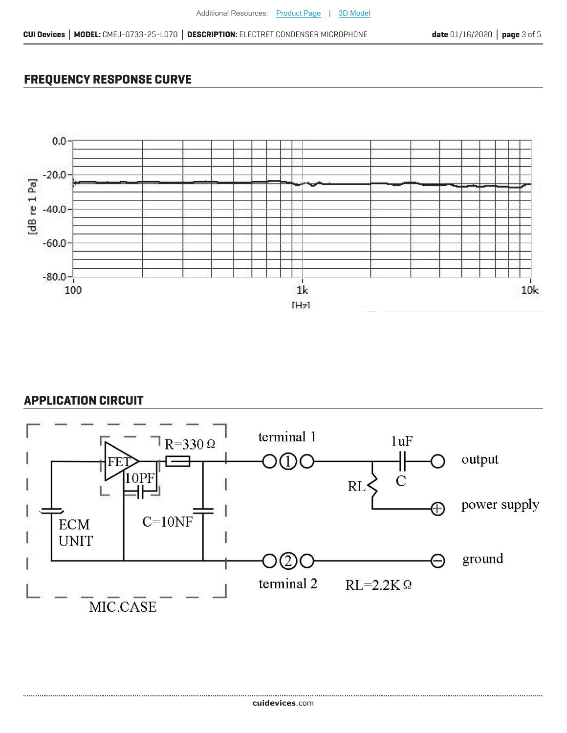## FREQUENCY RESPONSE CURVE

## APPLICATION CIRCUIT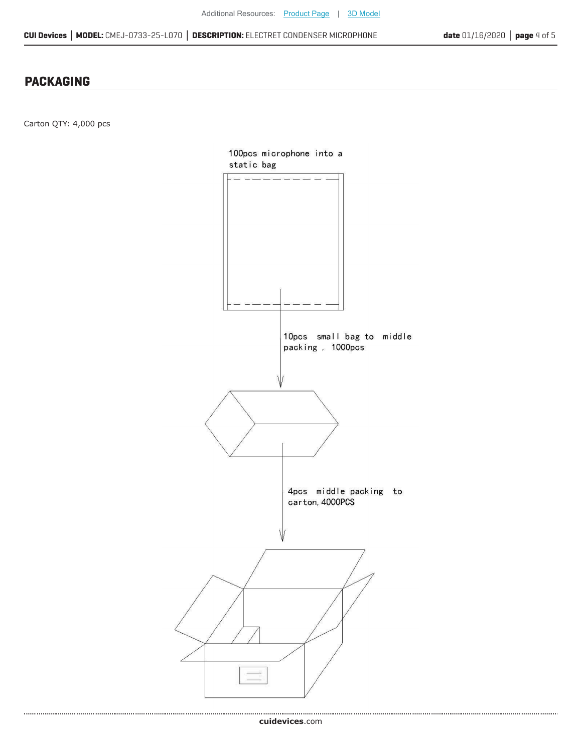## PACKAGING

Carton QTY: 4,000 pcs

100pcs microphone into a static bag

10pcs small bag to middle packing , 1000pcs

4pcs middle packing to carton, 4000PCS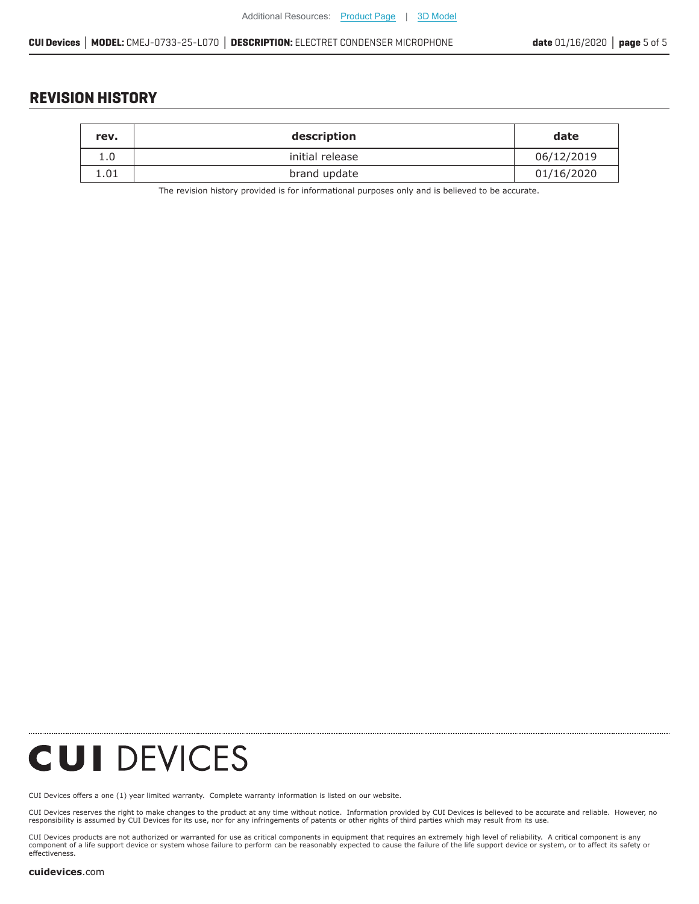## REVISION HISTORY

| rev. | description | date |
|---|---|---|
| 1.0 | initial release | 06/12/2019 |
| 1.01 | brand update | 01/16/2020 |

The revision history provided is for informational purposes only and is believed to be accurate.

**CUI** DEVICES

CUI Devices offers a one (1) year limited warranty. Complete warranty information is listed on our website.

CUI Devices reserves the right to make changes to the product at any time without notice. Information provided by CUI Devices is believed to be accurate and reliable. However, no responsibility is assumed by CUI Devices for its use, nor for any infringements of patents or other rights of third parties which may result from its use.

CUI Devices products are not authorized or warranted for use as critical components in equipment that requires an extremely high level of reliability. A critical component is any component of a life support device or system whose failure to perform can be reasonably expected to cause the failure of the life support device or system, or to affect its safety or effectiveness.

**cuidevices**.com